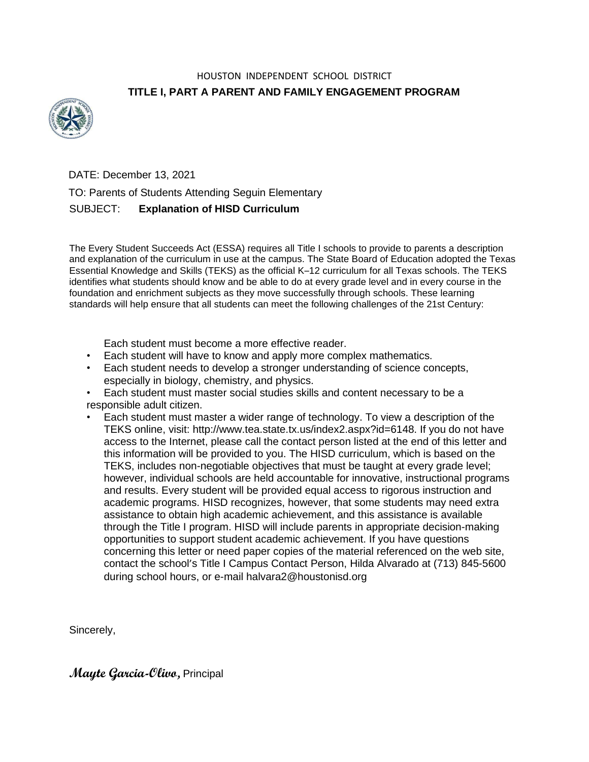HOUSTON INDEPENDENT SCHOOL DISTRICT

**TITLE I, PART A PARENT AND FAMILY ENGAGEMENT PROGRAM**

DATE: December 13, 2021

TO: Parents of Students Attending Seguin Elementary

SUBJECT: **Explanation of HISD Curriculum**

The Every Student Succeeds Act (ESSA) requires all Title I schools to provide to parents a description and explanation of the curriculum in use at the campus. The State Board of Education adopted the Texas Essential Knowledge and Skills (TEKS) as the official K–12 curriculum for all Texas schools. The TEKS identifies what students should know and be able to do at every grade level and in every course in the foundation and enrichment subjects as they move successfully through schools. These learning standards will help ensure that all students can meet the following challenges of the 21st Century:

- Each student must become a more effective reader.
- Each student will have to know and apply more complex mathematics.
- Each student needs to develop a stronger understanding of science concepts, especially in biology, chemistry, and physics.
- Each student must master social studies skills and content necessary to be a responsible adult citizen.
- Each student must master a wider range of technology. To view a description of the TEKS online, visit: http://www.tea.state.tx.us/index2.aspx?id=6148. If you do not have access to the Internet, please call the contact person listed at the end of this letter and this information will be provided to you. The HISD curriculum, which is based on the TEKS, includes non-negotiable objectives that must be taught at every grade level; however, individual schools are held accountable for innovative, instructional programs and results. Every student will be provided equal access to rigorous instruction and academic programs. HISD recognizes, however, that some students may need extra assistance to obtain high academic achievement, and this assistance is available through the Title I program. HISD will include parents in appropriate decision-making opportunities to support student academic achievement. If you have questions concerning this letter or need paper copies of the material referenced on the web site, contact the school's Title I Campus Contact Person, Hilda Alvarado at (713) 845-5600 during school hours, or e-mail halvara2@houstonisd.org

Sincerely,

***Mayte Garcia-Olivo,*** Principal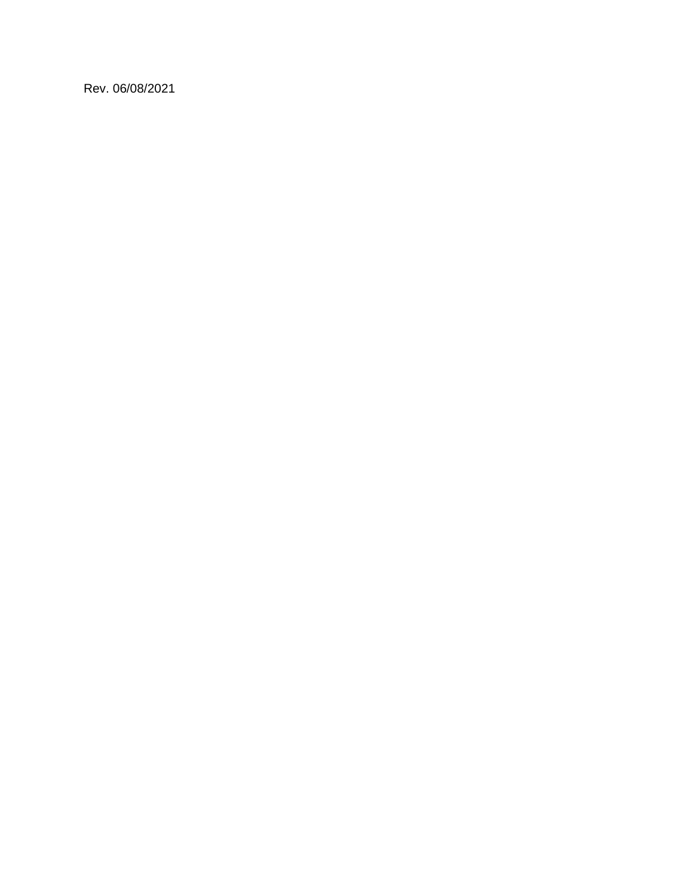Rev. 06/08/2021